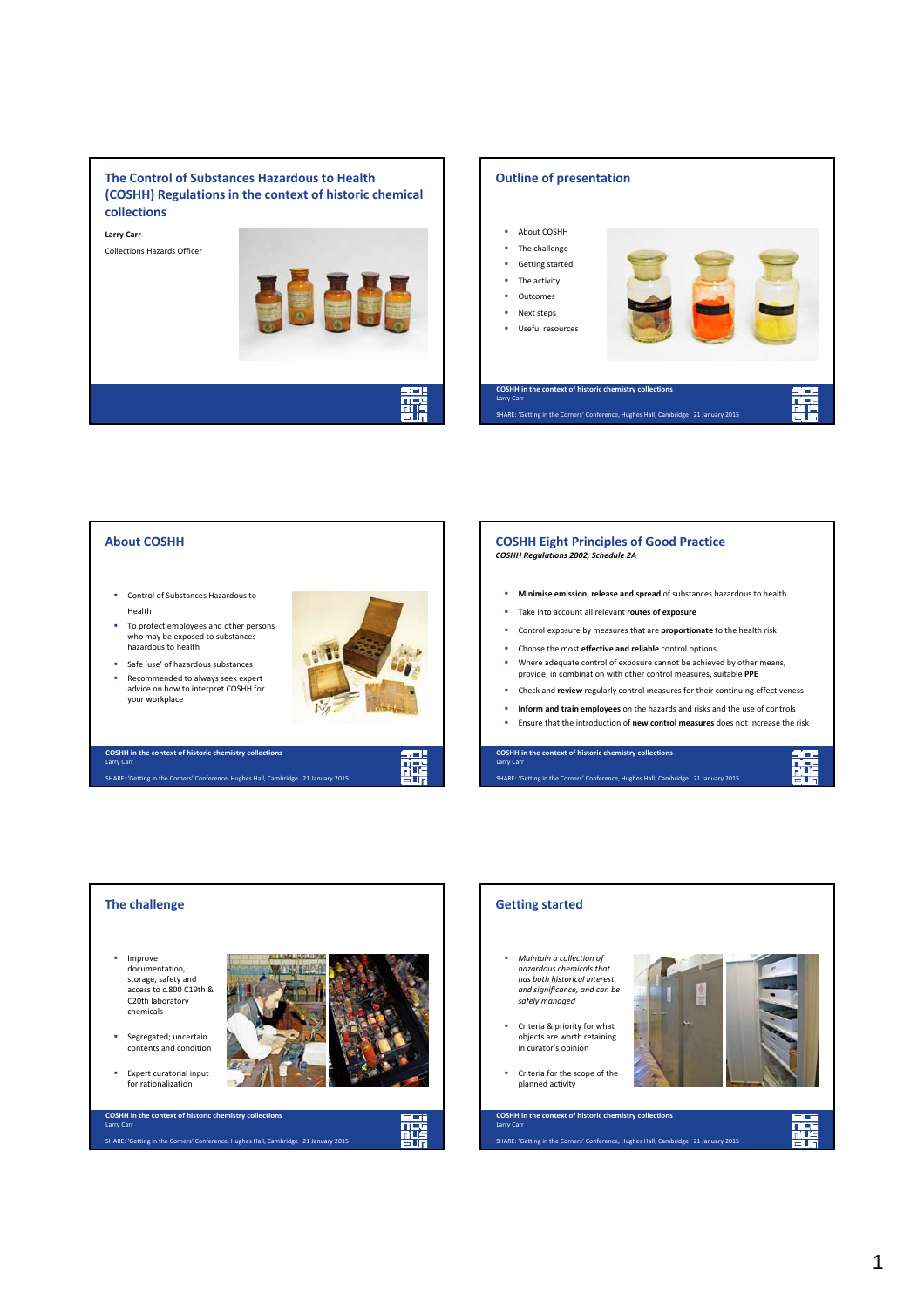## The Control of Substances Hazardous to Health (COSHH) Regulations in the context of historic chemical collections

**Larry Carr**

Collections Hazards Officer

## Outline of presentation

- About COSHH
- The challenge
- Getting started
- The activity
- Outcomes
- Next steps
- Useful resources

## About COSHH

- Control of Substances Hazardous to Health
- To protect employees and other persons who may be exposed to substances hazardous to health
- Safe 'use' of hazardous substances
- Recommended to always seek expert advice on how to interpret COSHH for your workplace

## COSHH Eight Principles of Good Practice

***COSHH Regulations 2002, Schedule 2A***

- **Minimise emission, release and spread** of substances hazardous to health
- Take into account all relevant **routes of exposure**
- Control exposure by measures that are **proportionate** to the health risk
- Choose the most **effective and reliable** control options
- Where adequate control of exposure cannot be achieved by other means, provide, in combination with other control measures, suitable **PPE**
- Check and **review** regularly control measures for their continuing effectiveness
- **Inform and train employees** on the hazards and risks and the use of controls
- Ensure that the introduction of **new control measures** does not increase the risk

## The challenge

- Improve documentation, storage, safety and access to c.800 C19th & C20th laboratory chemicals
- Segregated; uncertain contents and condition
- Expert curatorial input for rationalization

## Getting started

- *Maintain a collection of hazardous chemicals that has both historical interest and significance, and can be safely managed*
- Criteria & priority for what objects are worth retaining in curator's opinion
- Criteria for the scope of the planned activity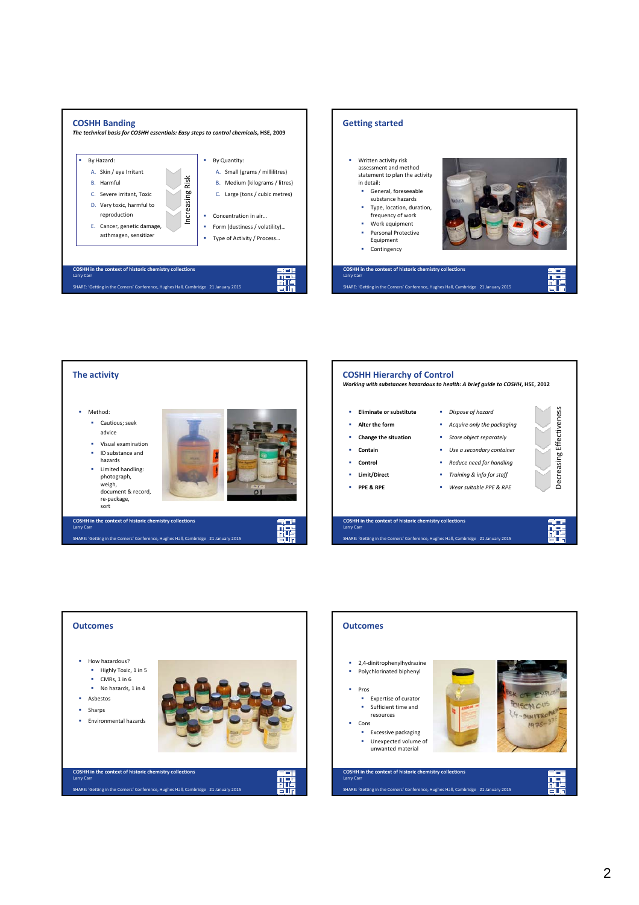## COSHH Banding

***The technical basis for COSHH essentials: Easy steps to control chemicals*, HSE, 2009**

- By Hazard:
  - A. Skin / eye Irritant
  - B. Harmful
  - C. Severe irritant, Toxic
  - D. Very toxic, harmful to reproduction
  - E. Cancer, genetic damage, asthmagen, sensitizer

Increasing Risk

- By Quantity:
  - A. Small (grams / millilitres)
  - B. Medium (kilograms / litres)
  - C. Large (tons / cubic metres)
- Concentration in air…
- Form (dustiness / volatility)…
- Type of Activity / Process…

## Getting started

- Written activity risk assessment and method statement to plan the activity in detail:
  - General, foreseeable substance hazards
  - Type, location, duration, frequency of work
  - Work equipment
  - Personal Protective Equipment
  - Contingency

## The activity

- Method:
  - Cautious; seek advice
  - Visual examination
  - ID substance and hazards
  - Limited handling: photograph, weigh, document & record, re-package, sort

## COSHH Hierarchy of Control

***Working with substances hazardous to health: A brief guide to COSHH*, HSE, 2012**

- **Eliminate or substitute** — *Dispose of hazard*
- **Alter the form** — *Acquire only the packaging*
- **Change the situation** — *Store object separately*
- **Contain** — *Use a secondary container*
- **Control** — *Reduce need for handling*
- **Limit/Direct** — *Training & info for staff*
- **PPE & RPE** — *Wear suitable PPE & RPE*

Decreasing Effectiveness

## Outcomes

- How hazardous?
  - Highly Toxic, 1 in 5
  - CMRs, 1 in 6
  - No hazards, 1 in 4
- Asbestos
- Sharps
- Environmental hazards

## Outcomes

- 2,4-dinitrophenylhydrazine
- Polychlorinated biphenyl
- Pros
  - Expertise of curator
  - Sufficient time and resources
- Cons
  - Excessive packaging
  - Unexpected volume of unwanted material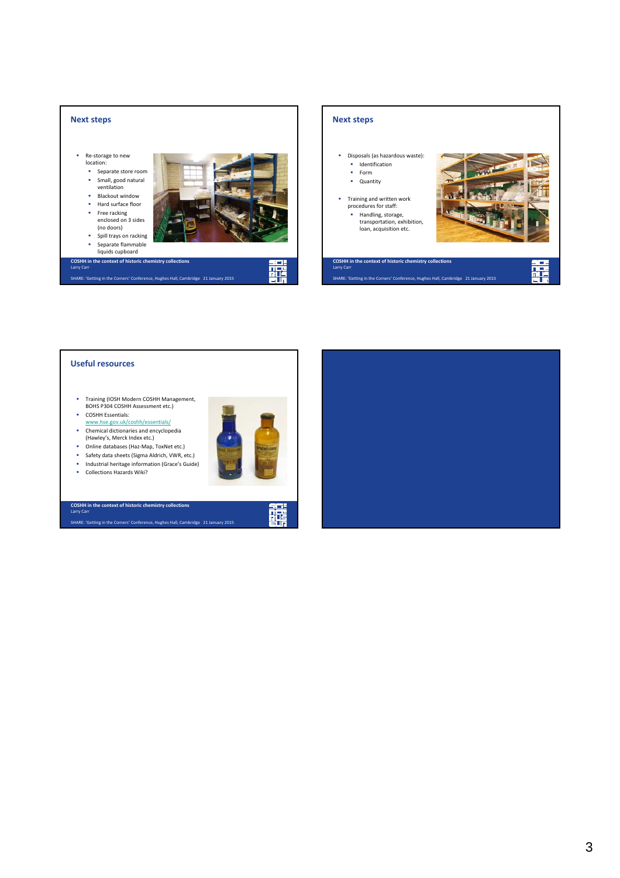## Next steps

- Re-storage to new location:
  - Separate store room
  - Small, good natural ventilation
  - Blackout window
  - Hard surface floor
  - Free racking enclosed on 3 sides (no doors)
  - Spill trays on racking
  - Separate flammable liquids cupboard

## Next steps

- Disposals (as hazardous waste):
  - Identification
  - Form
  - Quantity
- Training and written work procedures for staff:
  - Handling, storage, transportation, exhibition, loan, acquisition etc.

## Useful resources

- Training (IOSH Modern COSHH Management, BOHS P304 COSHH Assessment etc.)
- COSHH Essentials: www.hse.gov.uk/coshh/essentials/
- Chemical dictionaries and encyclopedia (Hawley's, Merck Index etc.)
- Online databases (Haz-Map, ToxNet etc.)
- Safety data sheets (Sigma Aldrich, VWR, etc.)
- Industrial heritage information (Grace's Guide)
- Collections Hazards Wiki?